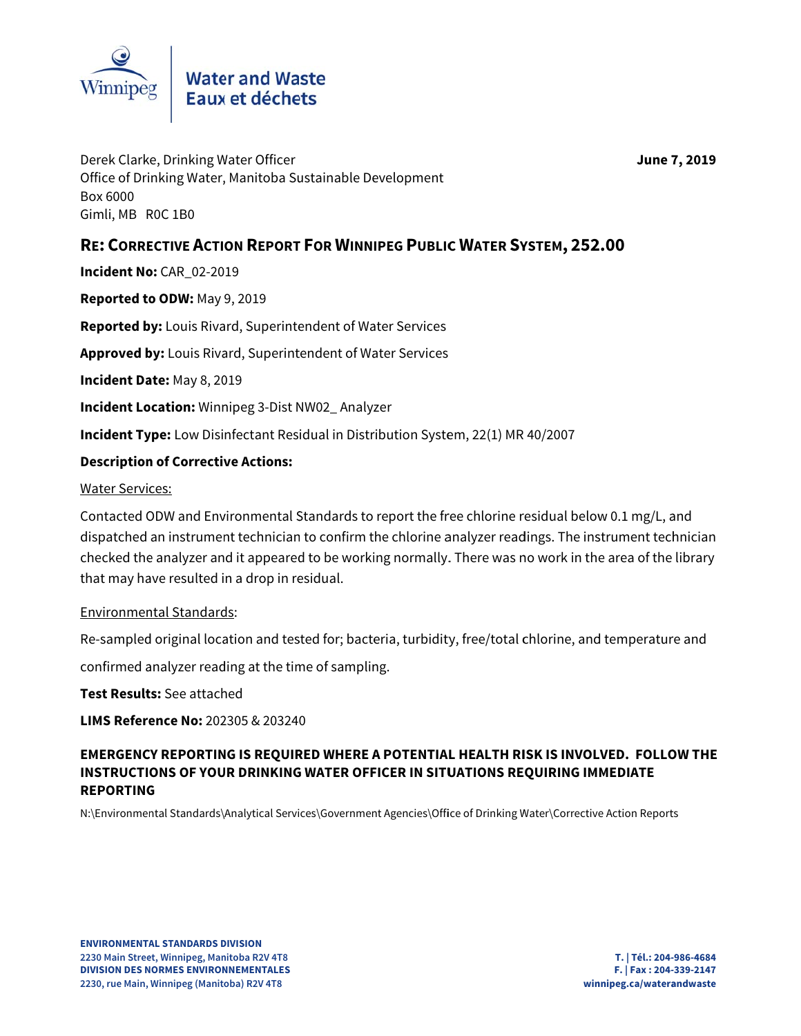Water and Waste
Eaux et déchets

Derek Clarke, Drinking Water Officer
Office of Drinking Water, Manitoba Sustainable Development
Box 6000
Gimli, MB R0C 1B0

**June 7, 2019**

## RE: CORRECTIVE ACTION REPORT FOR WINNIPEG PUBLIC WATER SYSTEM, 252.00

**Incident No:** CAR_02-2019

**Reported to ODW:** May 9, 2019

**Reported by:** Louis Rivard, Superintendent of Water Services

**Approved by:** Louis Rivard, Superintendent of Water Services

**Incident Date:** May 8, 2019

**Incident Location:** Winnipeg 3-Dist NW02_ Analyzer

**Incident Type:** Low Disinfectant Residual in Distribution System, 22(1) MR 40/2007

**Description of Corrective Actions:**

Water Services:

Contacted ODW and Environmental Standards to report the free chlorine residual below 0.1 mg/L, and dispatched an instrument technician to confirm the chlorine analyzer readings. The instrument technician checked the analyzer and it appeared to be working normally. There was no work in the area of the library that may have resulted in a drop in residual.

Environmental Standards:

Re-sampled original location and tested for; bacteria, turbidity, free/total chlorine, and temperature and confirmed analyzer reading at the time of sampling.

**Test Results:** See attached

**LIMS Reference No:** 202305 & 203240

**EMERGENCY REPORTING IS REQUIRED WHERE A POTENTIAL HEALTH RISK IS INVOLVED. FOLLOW THE INSTRUCTIONS OF YOUR DRINKING WATER OFFICER IN SITUATIONS REQUIRING IMMEDIATE REPORTING**

N:\Environmental Standards\Analytical Services\Government Agencies\Office of Drinking Water\Corrective Action Reports

**ENVIRONMENTAL STANDARDS DIVISION**
**2230 Main Street, Winnipeg, Manitoba R2V 4T8**
**DIVISION DES NORMES ENVIRONNEMENTALES**
**2230, rue Main, Winnipeg (Manitoba) R2V 4T8**

**T. | Tél.: 204-986-4684**
**F. | Fax : 204-339-2147**
**winnipeg.ca/waterandwaste**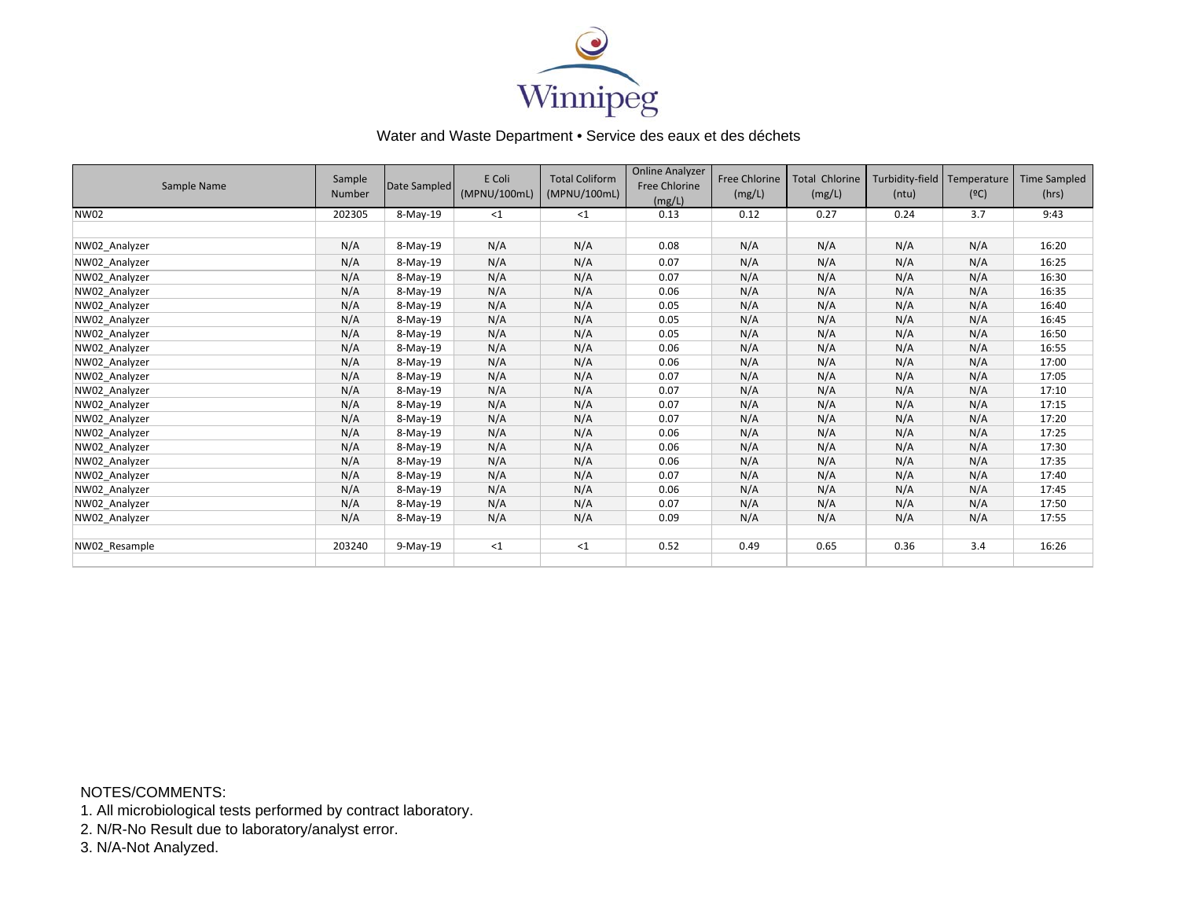Water and Waste Department • Service des eaux et des déchets

| Sample Name | Sample Number | Date Sampled | E Coli (MPNU/100mL) | Total Coliform (MPNU/100mL) | Online Analyzer Free Chlorine (mg/L) | Free Chlorine (mg/L) | Total Chlorine (mg/L) | Turbidity-field (ntu) | Temperature (ºC) | Time Sampled (hrs) |
|---|---|---|---|---|---|---|---|---|---|---|
| NW02 | 202305 | 8-May-19 | <1 | <1 | 0.13 | 0.12 | 0.27 | 0.24 | 3.7 | 9:43 |
| | | | | | | | | | | |
| NW02_Analyzer | N/A | 8-May-19 | N/A | N/A | 0.08 | N/A | N/A | N/A | N/A | 16:20 |
| NW02_Analyzer | N/A | 8-May-19 | N/A | N/A | 0.07 | N/A | N/A | N/A | N/A | 16:25 |
| NW02_Analyzer | N/A | 8-May-19 | N/A | N/A | 0.07 | N/A | N/A | N/A | N/A | 16:30 |
| NW02_Analyzer | N/A | 8-May-19 | N/A | N/A | 0.06 | N/A | N/A | N/A | N/A | 16:35 |
| NW02_Analyzer | N/A | 8-May-19 | N/A | N/A | 0.05 | N/A | N/A | N/A | N/A | 16:40 |
| NW02_Analyzer | N/A | 8-May-19 | N/A | N/A | 0.05 | N/A | N/A | N/A | N/A | 16:45 |
| NW02_Analyzer | N/A | 8-May-19 | N/A | N/A | 0.05 | N/A | N/A | N/A | N/A | 16:50 |
| NW02_Analyzer | N/A | 8-May-19 | N/A | N/A | 0.06 | N/A | N/A | N/A | N/A | 16:55 |
| NW02_Analyzer | N/A | 8-May-19 | N/A | N/A | 0.06 | N/A | N/A | N/A | N/A | 17:00 |
| NW02_Analyzer | N/A | 8-May-19 | N/A | N/A | 0.07 | N/A | N/A | N/A | N/A | 17:05 |
| NW02_Analyzer | N/A | 8-May-19 | N/A | N/A | 0.07 | N/A | N/A | N/A | N/A | 17:10 |
| NW02_Analyzer | N/A | 8-May-19 | N/A | N/A | 0.07 | N/A | N/A | N/A | N/A | 17:15 |
| NW02_Analyzer | N/A | 8-May-19 | N/A | N/A | 0.07 | N/A | N/A | N/A | N/A | 17:20 |
| NW02_Analyzer | N/A | 8-May-19 | N/A | N/A | 0.06 | N/A | N/A | N/A | N/A | 17:25 |
| NW02_Analyzer | N/A | 8-May-19 | N/A | N/A | 0.06 | N/A | N/A | N/A | N/A | 17:30 |
| NW02_Analyzer | N/A | 8-May-19 | N/A | N/A | 0.06 | N/A | N/A | N/A | N/A | 17:35 |
| NW02_Analyzer | N/A | 8-May-19 | N/A | N/A | 0.07 | N/A | N/A | N/A | N/A | 17:40 |
| NW02_Analyzer | N/A | 8-May-19 | N/A | N/A | 0.06 | N/A | N/A | N/A | N/A | 17:45 |
| NW02_Analyzer | N/A | 8-May-19 | N/A | N/A | 0.07 | N/A | N/A | N/A | N/A | 17:50 |
| NW02_Analyzer | N/A | 8-May-19 | N/A | N/A | 0.09 | N/A | N/A | N/A | N/A | 17:55 |
| | | | | | | | | | | |
| NW02_Resample | 203240 | 9-May-19 | <1 | <1 | 0.52 | 0.49 | 0.65 | 0.36 | 3.4 | 16:26 |
| | | | | | | | | | | |

NOTES/COMMENTS:
1. All microbiological tests performed by contract laboratory.
2. N/R-No Result due to laboratory/analyst error.
3. N/A-Not Analyzed.